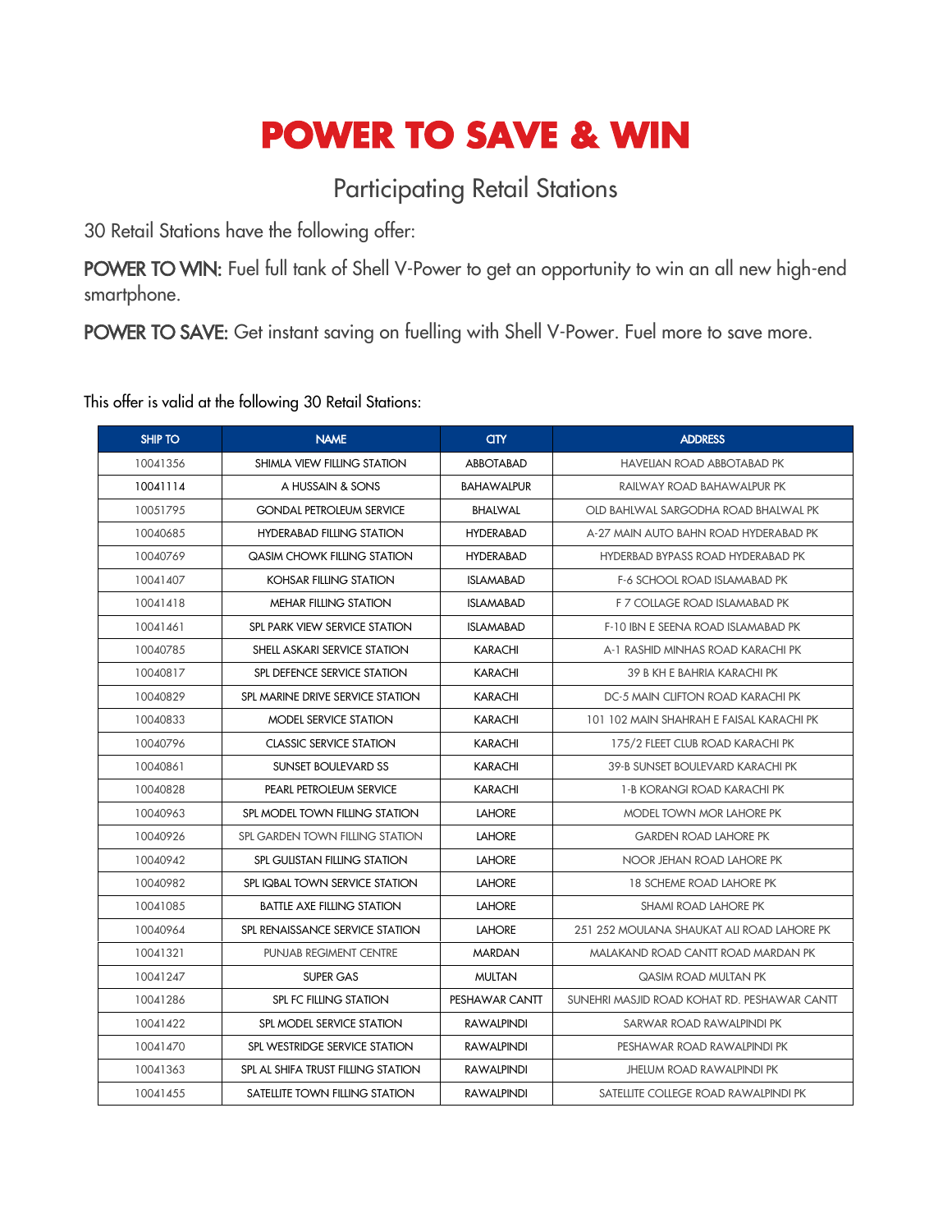# POWER TO SAVE & WIN

## Participating Retail Stations

30 Retail Stations have the following offer:

**POWER TO WIN:** Fuel full tank of Shell V-Power to get an opportunity to win an all new high-end smartphone.

**POWER TO SAVE:** Get instant saving on fuelling with Shell V-Power. Fuel more to save more.

This offer is valid at the following 30 Retail Stations:

| SHIP TO | NAME | CITY | ADDRESS |
|---|---|---|---|
| 10041356 | SHIMLA VIEW FILLING STATION | ABBOTABAD | HAVELIAN ROAD ABBOTABAD PK |
| 10041114 | A HUSSAIN & SONS | BAHAWALPUR | RAILWAY ROAD BAHAWALPUR PK |
| 10051795 | GONDAL PETROLEUM SERVICE | BHALWAL | OLD BAHLWAL SARGODHA ROAD BHALWAL PK |
| 10040685 | HYDERABAD FILLING STATION | HYDERABAD | A-27 MAIN AUTO BAHN ROAD HYDERABAD PK |
| 10040769 | QASIM CHOWK FILLING STATION | HYDERABAD | HYDERBAD BYPASS ROAD HYDERABAD PK |
| 10041407 | KOHSAR FILLING STATION | ISLAMABAD | F-6 SCHOOL ROAD ISLAMABAD PK |
| 10041418 | MEHAR FILLING STATION | ISLAMABAD | F 7 COLLAGE ROAD ISLAMABAD PK |
| 10041461 | SPL PARK VIEW SERVICE STATION | ISLAMABAD | F-10 IBN E SEENA ROAD ISLAMABAD PK |
| 10040785 | SHELL ASKARI SERVICE STATION | KARACHI | A-1 RASHID MINHAS ROAD KARACHI PK |
| 10040817 | SPL DEFENCE SERVICE STATION | KARACHI | 39 B KH E BAHRIA KARACHI PK |
| 10040829 | SPL MARINE DRIVE SERVICE STATION | KARACHI | DC-5 MAIN CLIFTON ROAD KARACHI PK |
| 10040833 | MODEL SERVICE STATION | KARACHI | 101 102 MAIN SHAHRAH E FAISAL KARACHI PK |
| 10040796 | CLASSIC SERVICE STATION | KARACHI | 175/2 FLEET CLUB ROAD KARACHI PK |
| 10040861 | SUNSET BOULEVARD SS | KARACHI | 39-B SUNSET BOULEVARD KARACHI PK |
| 10040828 | PEARL PETROLEUM SERVICE | KARACHI | 1-B KORANGI ROAD KARACHI PK |
| 10040963 | SPL MODEL TOWN FILLING STATION | LAHORE | MODEL TOWN MOR LAHORE PK |
| 10040926 | SPL GARDEN TOWN FILLING STATION | LAHORE | GARDEN ROAD LAHORE PK |
| 10040942 | SPL GULISTAN FILLING STATION | LAHORE | NOOR JEHAN ROAD LAHORE PK |
| 10040982 | SPL IQBAL TOWN SERVICE STATION | LAHORE | 18 SCHEME ROAD LAHORE PK |
| 10041085 | BATTLE AXE FILLING STATION | LAHORE | SHAMI ROAD LAHORE PK |
| 10040964 | SPL RENAISSANCE SERVICE STATION | LAHORE | 251 252 MOULANA SHAUKAT ALI ROAD LAHORE PK |
| 10041321 | PUNJAB REGIMENT CENTRE | MARDAN | MALAKAND ROAD CANTT ROAD MARDAN PK |
| 10041247 | SUPER GAS | MULTAN | QASIM ROAD MULTAN PK |
| 10041286 | SPL FC FILLING STATION | PESHAWAR CANTT | SUNEHRI MASJID ROAD KOHAT RD. PESHAWAR CANTT |
| 10041422 | SPL MODEL SERVICE STATION | RAWALPINDI | SARWAR ROAD RAWALPINDI PK |
| 10041470 | SPL WESTRIDGE SERVICE STATION | RAWALPINDI | PESHAWAR ROAD RAWALPINDI PK |
| 10041363 | SPL AL SHIFA TRUST FILLING STATION | RAWALPINDI | JHELUM ROAD RAWALPINDI PK |
| 10041455 | SATELLITE TOWN FILLING STATION | RAWALPINDI | SATELLITE COLLEGE ROAD RAWALPINDI PK |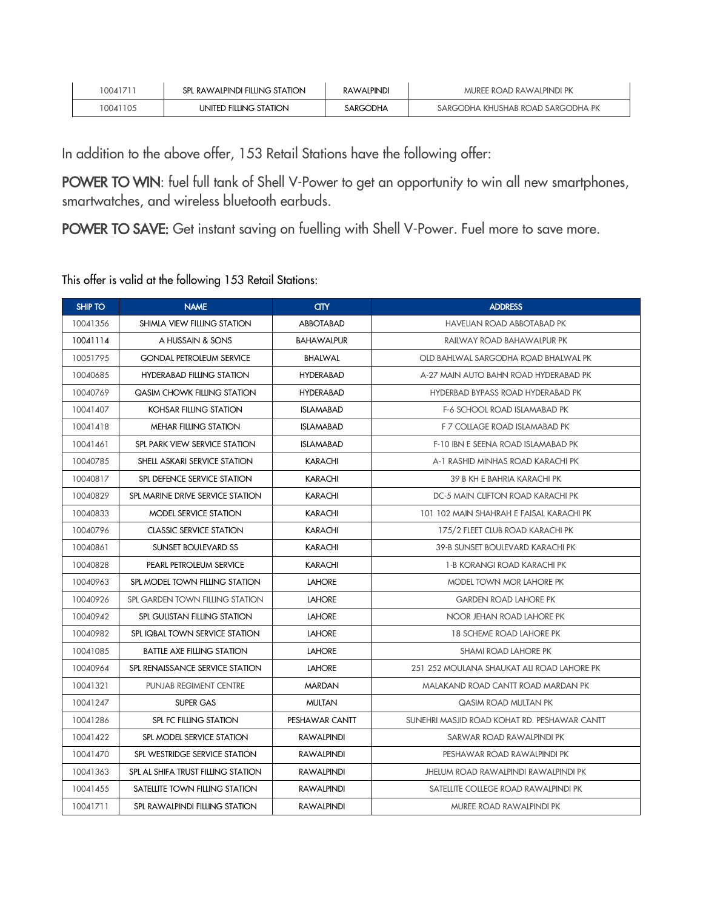| 10041711 | SPL RAWALPINDI FILLING STATION | RAWALPINDI | MUREE ROAD RAWALPINDI PK |
|---|---|---|---|
| 10041105 | UNITED FILLING STATION | SARGODHA | SARGODHA KHUSHAB ROAD SARGODHA PK |

In addition to the above offer, 153 Retail Stations have the following offer:

**POWER TO WIN**: fuel full tank of Shell V-Power to get an opportunity to win all new smartphones, smartwatches, and wireless bluetooth earbuds.

**POWER TO SAVE:** Get instant saving on fuelling with Shell V-Power. Fuel more to save more.

This offer is valid at the following 153 Retail Stations:

| SHIP TO | NAME | CITY | ADDRESS |
|---|---|---|---|
| 10041356 | SHIMLA VIEW FILLING STATION | ABBOTABAD | HAVELIAN ROAD ABBOTABAD PK |
| 10041114 | A HUSSAIN & SONS | BAHAWALPUR | RAILWAY ROAD BAHAWALPUR PK |
| 10051795 | GONDAL PETROLEUM SERVICE | BHALWAL | OLD BAHLWAL SARGODHA ROAD BHALWAL PK |
| 10040685 | HYDERABAD FILLING STATION | HYDERABAD | A-27 MAIN AUTO BAHN ROAD HYDERABAD PK |
| 10040769 | QASIM CHOWK FILLING STATION | HYDERABAD | HYDERBAD BYPASS ROAD HYDERABAD PK |
| 10041407 | KOHSAR FILLING STATION | ISLAMABAD | F-6 SCHOOL ROAD ISLAMABAD PK |
| 10041418 | MEHAR FILLING STATION | ISLAMABAD | F 7 COLLAGE ROAD ISLAMABAD PK |
| 10041461 | SPL PARK VIEW SERVICE STATION | ISLAMABAD | F-10 IBN E SEENA ROAD ISLAMABAD PK |
| 10040785 | SHELL ASKARI SERVICE STATION | KARACHI | A-1 RASHID MINHAS ROAD KARACHI PK |
| 10040817 | SPL DEFENCE SERVICE STATION | KARACHI | 39 B KH E BAHRIA KARACHI PK |
| 10040829 | SPL MARINE DRIVE SERVICE STATION | KARACHI | DC-5 MAIN CLIFTON ROAD KARACHI PK |
| 10040833 | MODEL SERVICE STATION | KARACHI | 101 102 MAIN SHAHRAH E FAISAL KARACHI PK |
| 10040796 | CLASSIC SERVICE STATION | KARACHI | 175/2 FLEET CLUB ROAD KARACHI PK |
| 10040861 | SUNSET BOULEVARD SS | KARACHI | 39-B SUNSET BOULEVARD KARACHI PK |
| 10040828 | PEARL PETROLEUM SERVICE | KARACHI | 1-B KORANGI ROAD KARACHI PK |
| 10040963 | SPL MODEL TOWN FILLING STATION | LAHORE | MODEL TOWN MOR LAHORE PK |
| 10040926 | SPL GARDEN TOWN FILLING STATION | LAHORE | GARDEN ROAD LAHORE PK |
| 10040942 | SPL GULISTAN FILLING STATION | LAHORE | NOOR JEHAN ROAD LAHORE PK |
| 10040982 | SPL IQBAL TOWN SERVICE STATION | LAHORE | 18 SCHEME ROAD LAHORE PK |
| 10041085 | BATTLE AXE FILLING STATION | LAHORE | SHAMI ROAD LAHORE PK |
| 10040964 | SPL RENAISSANCE SERVICE STATION | LAHORE | 251 252 MOULANA SHAUKAT ALI ROAD LAHORE PK |
| 10041321 | PUNJAB REGIMENT CENTRE | MARDAN | MALAKAND ROAD CANTT ROAD MARDAN PK |
| 10041247 | SUPER GAS | MULTAN | QASIM ROAD MULTAN PK |
| 10041286 | SPL FC FILLING STATION | PESHAWAR CANTT | SUNEHRI MASJID ROAD KOHAT RD. PESHAWAR CANTT |
| 10041422 | SPL MODEL SERVICE STATION | RAWALPINDI | SARWAR ROAD RAWALPINDI PK |
| 10041470 | SPL WESTRIDGE SERVICE STATION | RAWALPINDI | PESHAWAR ROAD RAWALPINDI PK |
| 10041363 | SPL AL SHIFA TRUST FILLING STATION | RAWALPINDI | JHELUM ROAD RAWALPINDI RAWALPINDI PK |
| 10041455 | SATELLITE TOWN FILLING STATION | RAWALPINDI | SATELLITE COLLEGE ROAD RAWALPINDI PK |
| 10041711 | SPL RAWALPINDI FILLING STATION | RAWALPINDI | MUREE ROAD RAWALPINDI PK |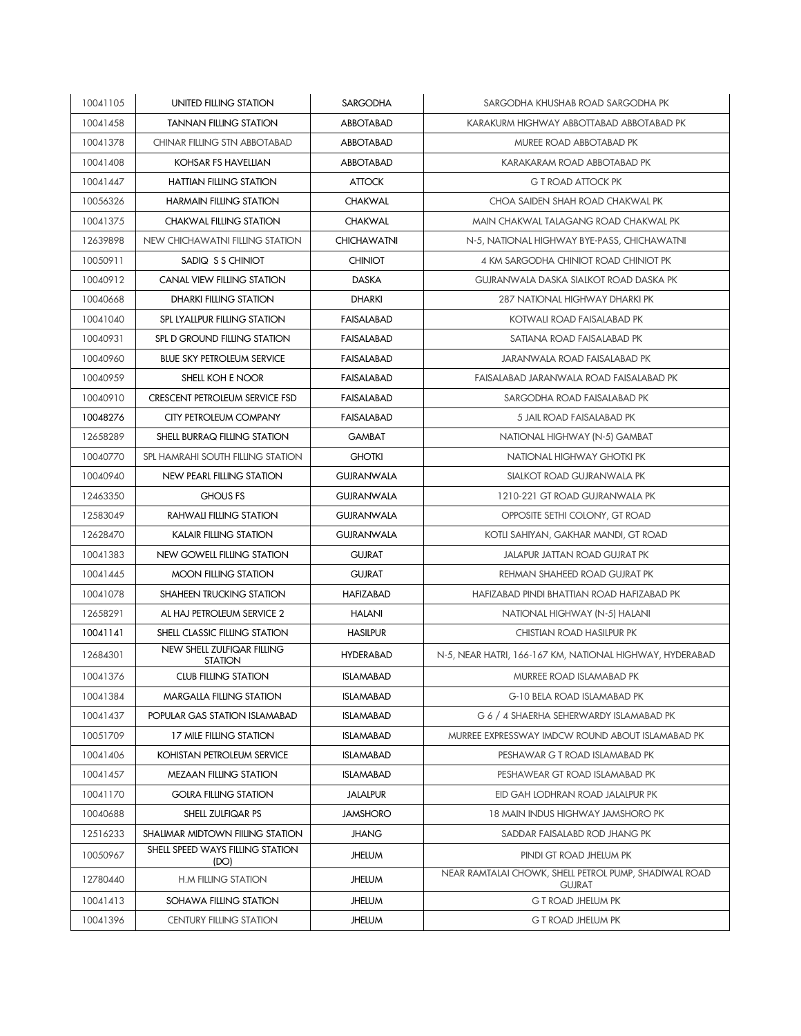| 10041105 | UNITED FILLING STATION | SARGODHA | SARGODHA KHUSHAB ROAD SARGODHA PK |
|---|---|---|---|
| 10041458 | TANNAN FILLING STATION | ABBOTABAD | KARAKURM HIGHWAY ABBOTTABAD ABBOTABAD PK |
| 10041378 | CHINAR FILLING STN ABBOTABAD | ABBOTABAD | MUREE ROAD ABBOTABAD PK |
| 10041408 | KOHSAR FS HAVELLIAN | ABBOTABAD | KARAKARAM ROAD ABBOTABAD PK |
| 10041447 | HATTIAN FILLING STATION | ATTOCK | G T ROAD ATTOCK PK |
| 10056326 | HARMAIN FILLING STATION | CHAKWAL | CHOA SAIDEN SHAH ROAD CHAKWAL PK |
| 10041375 | CHAKWAL FILLING STATION | CHAKWAL | MAIN CHAKWAL TALAGANG ROAD CHAKWAL PK |
| 12639898 | NEW CHICHAWATNI FILLING STATION | CHICHAWATNI | N-5, NATIONAL HIGHWAY BYE-PASS, CHICHAWATNI |
| 10050911 | SADIQ S S CHINIOT | CHINIOT | 4 KM SARGODHA CHINIOT ROAD CHINIOT PK |
| 10040912 | CANAL VIEW FILLING STATION | DASKA | GUJRANWALA DASKA SIALKOT ROAD DASKA PK |
| 10040668 | DHARKI FILLING STATION | DHARKI | 287 NATIONAL HIGHWAY DHARKI PK |
| 10041040 | SPL LYALLPUR FILLING STATION | FAISALABAD | KOTWALI ROAD FAISALABAD PK |
| 10040931 | SPL D GROUND FILLING STATION | FAISALABAD | SATIANA ROAD FAISALABAD PK |
| 10040960 | BLUE SKY PETROLEUM SERVICE | FAISALABAD | JARANWALA ROAD FAISALABAD PK |
| 10040959 | SHELL KOH E NOOR | FAISALABAD | FAISALABAD JARANWALA ROAD FAISALABAD PK |
| 10040910 | CRESCENT PETROLEUM SERVICE FSD | FAISALABAD | SARGODHA ROAD FAISALABAD PK |
| 10048276 | CITY PETROLEUM COMPANY | FAISALABAD | 5 JAIL ROAD FAISALABAD PK |
| 12658289 | SHELL BURRAQ FILLING STATION | GAMBAT | NATIONAL HIGHWAY (N-5) GAMBAT |
| 10040770 | SPL HAMRAHI SOUTH FILLING STATION | GHOTKI | NATIONAL HIGHWAY GHOTKI PK |
| 10040940 | NEW PEARL FILLING STATION | GUJRANWALA | SIALKOT ROAD GUJRANWALA PK |
| 12463350 | GHOUS FS | GUJRANWALA | 1210-221 GT ROAD GUJRANWALA PK |
| 12583049 | RAHWALI FILLING STATION | GUJRANWALA | OPPOSITE SETHI COLONY, GT ROAD |
| 12628470 | KALAIR FILLING STATION | GUJRANWALA | KOTLI SAHIYAN, GAKHAR MANDI, GT ROAD |
| 10041383 | NEW GOWELL FILLING STATION | GUJRAT | JALAPUR JATTAN ROAD GUJRAT PK |
| 10041445 | MOON FILLING STATION | GUJRAT | REHMAN SHAHEED ROAD GUJRAT PK |
| 10041078 | SHAHEEN TRUCKING STATION | HAFIZABAD | HAFIZABAD PINDI BHATTIAN ROAD HAFIZABAD PK |
| 12658291 | AL HAJ PETROLEUM SERVICE 2 | HALANI | NATIONAL HIGHWAY (N-5) HALANI |
| 10041141 | SHELL CLASSIC FILLING STATION | HASILPUR | CHISTIAN ROAD HASILPUR PK |
| 12684301 | NEW SHELL ZULFIQAR FILLING STATION | HYDERABAD | N-5, NEAR HATRI, 166-167 KM, NATIONAL HIGHWAY, HYDERABAD |
| 10041376 | CLUB FILLING STATION | ISLAMABAD | MURREE ROAD ISLAMABAD PK |
| 10041384 | MARGALLA FILLING STATION | ISLAMABAD | G-10 BELA ROAD ISLAMABAD PK |
| 10041437 | POPULAR GAS STATION ISLAMABAD | ISLAMABAD | G 6 / 4 SHAERHA SEHERWARDY ISLAMABAD PK |
| 10051709 | 17 MILE FILLING STATION | ISLAMABAD | MURREE EXPRESSWAY IMDCW ROUND ABOUT ISLAMABAD PK |
| 10041406 | KOHISTAN PETROLEUM SERVICE | ISLAMABAD | PESHAWAR G T ROAD ISLAMABAD PK |
| 10041457 | MEZAAN FILLING STATION | ISLAMABAD | PESHAWEAR GT ROAD ISLAMABAD PK |
| 10041170 | GOLRA FILLING STATION | JALALPUR | EID GAH LODHRAN ROAD JALALPUR PK |
| 10040688 | SHELL ZULFIQAR PS | JAMSHORO | 18 MAIN INDUS HIGHWAY JAMSHORO PK |
| 12516233 | SHALIMAR MIDTOWN FIILING STATION | JHANG | SADDAR FAISALABD ROD JHANG PK |
| 10050967 | SHELL SPEED WAYS FILLING STATION (DO) | JHELUM | PINDI GT ROAD JHELUM PK |
| 12780440 | H.M FILLING STATION | JHELUM | NEAR RAMTALAI CHOWK, SHELL PETROL PUMP, SHADIWAL ROAD GUJRAT |
| 10041413 | SOHAWA FILLING STATION | JHELUM | G T ROAD JHELUM PK |
| 10041396 | CENTURY FILLING STATION | JHELUM | G T ROAD JHELUM PK |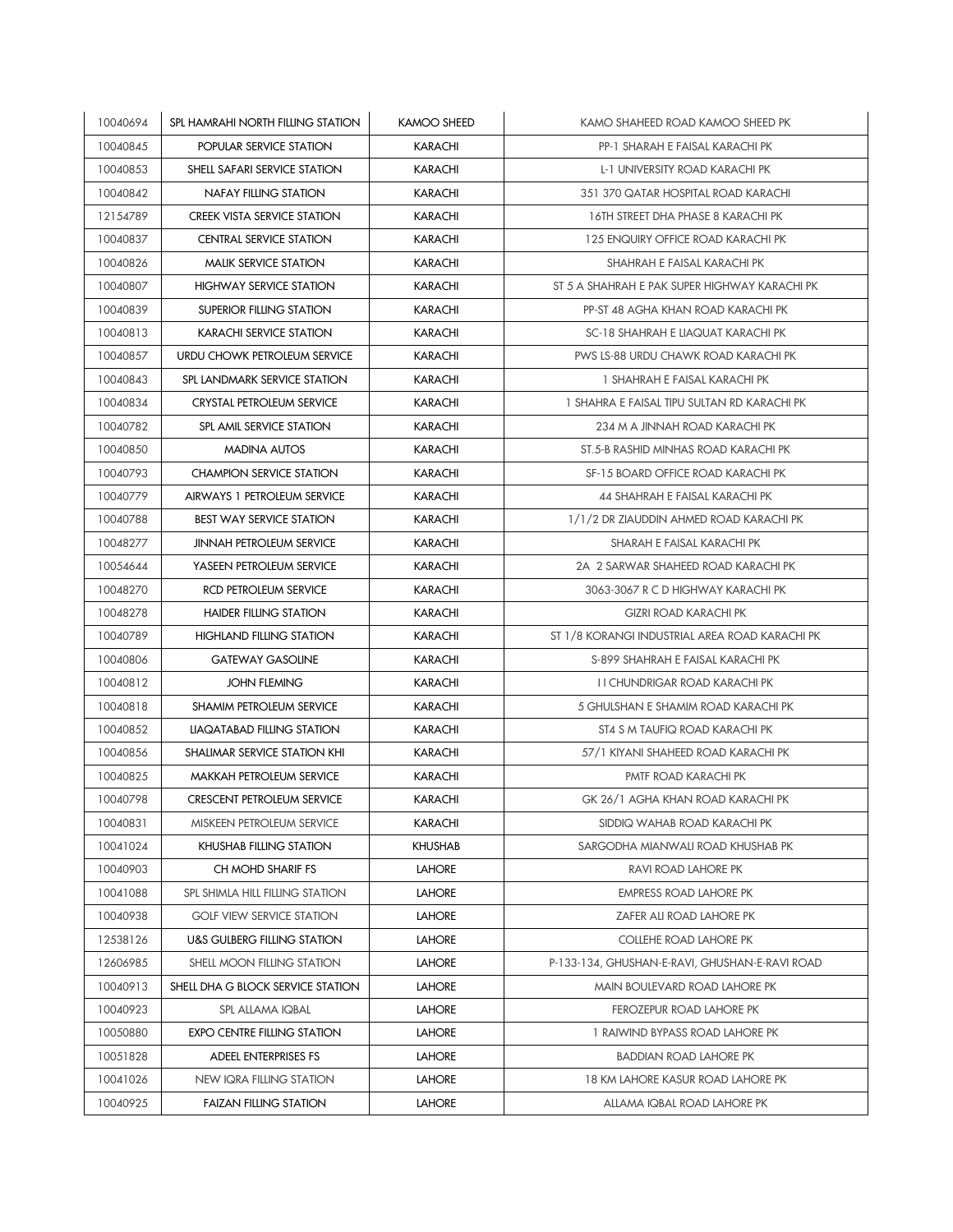| 10040694 | SPL HAMRAHI NORTH FILLING STATION | KAMOO SHEED | KAMO SHAHEED ROAD KAMOO SHEED PK |
|---|---|---|---|
| 10040845 | POPULAR SERVICE STATION | KARACHI | PP-1 SHARAH E FAISAL KARACHI PK |
| 10040853 | SHELL SAFARI SERVICE STATION | KARACHI | L-1 UNIVERSITY ROAD KARACHI PK |
| 10040842 | NAFAY FILLING STATION | KARACHI | 351 370 QATAR HOSPITAL ROAD KARACHI |
| 12154789 | CREEK VISTA SERVICE STATION | KARACHI | 16TH STREET DHA PHASE 8 KARACHI PK |
| 10040837 | CENTRAL SERVICE STATION | KARACHI | 125 ENQUIRY OFFICE ROAD KARACHI PK |
| 10040826 | MALIK SERVICE STATION | KARACHI | SHAHRAH E FAISAL KARACHI PK |
| 10040807 | HIGHWAY SERVICE STATION | KARACHI | ST 5 A SHAHRAH E PAK SUPER HIGHWAY KARACHI PK |
| 10040839 | SUPERIOR FILLING STATION | KARACHI | PP-ST 48 AGHA KHAN ROAD KARACHI PK |
| 10040813 | KARACHI SERVICE STATION | KARACHI | SC-18 SHAHRAH E LIAQUAT KARACHI PK |
| 10040857 | URDU CHOWK PETROLEUM SERVICE | KARACHI | PWS LS-88 URDU CHAWK ROAD KARACHI PK |
| 10040843 | SPL LANDMARK SERVICE STATION | KARACHI | 1 SHAHRAH E FAISAL KARACHI PK |
| 10040834 | CRYSTAL PETROLEUM SERVICE | KARACHI | 1 SHAHRA E FAISAL TIPU SULTAN RD KARACHI PK |
| 10040782 | SPL AMIL SERVICE STATION | KARACHI | 234 M A JINNAH ROAD KARACHI PK |
| 10040850 | MADINA AUTOS | KARACHI | ST.5-B RASHID MINHAS ROAD KARACHI PK |
| 10040793 | CHAMPION SERVICE STATION | KARACHI | SF-15 BOARD OFFICE ROAD KARACHI PK |
| 10040779 | AIRWAYS 1 PETROLEUM SERVICE | KARACHI | 44 SHAHRAH E FAISAL KARACHI PK |
| 10040788 | BEST WAY SERVICE STATION | KARACHI | 1/1/2 DR ZIAUDDIN AHMED ROAD KARACHI PK |
| 10048277 | JINNAH PETROLEUM SERVICE | KARACHI | SHARAH E FAISAL KARACHI PK |
| 10054644 | YASEEN PETROLEUM SERVICE | KARACHI | 2A 2 SARWAR SHAHEED ROAD KARACHI PK |
| 10048270 | RCD PETROLEUM SERVICE | KARACHI | 3063-3067 R C D HIGHWAY KARACHI PK |
| 10048278 | HAIDER FILLING STATION | KARACHI | GIZRI ROAD KARACHI PK |
| 10040789 | HIGHLAND FILLING STATION | KARACHI | ST 1/8 KORANGI INDUSTRIAL AREA ROAD KARACHI PK |
| 10040806 | GATEWAY GASOLINE | KARACHI | S-899 SHAHRAH E FAISAL KARACHI PK |
| 10040812 | JOHN FLEMING | KARACHI | I I CHUNDRIGAR ROAD KARACHI PK |
| 10040818 | SHAMIM PETROLEUM SERVICE | KARACHI | 5 GHULSHAN E SHAMIM ROAD KARACHI PK |
| 10040852 | LIAQATABAD FILLING STATION | KARACHI | ST4 S M TAUFIQ ROAD KARACHI PK |
| 10040856 | SHALIMAR SERVICE STATION KHI | KARACHI | 57/1 KIYANI SHAHEED ROAD KARACHI PK |
| 10040825 | MAKKAH PETROLEUM SERVICE | KARACHI | PMTF ROAD KARACHI PK |
| 10040798 | CRESCENT PETROLEUM SERVICE | KARACHI | GK 26/1 AGHA KHAN ROAD KARACHI PK |
| 10040831 | MISKEEN PETROLEUM SERVICE | KARACHI | SIDDIQ WAHAB ROAD KARACHI PK |
| 10041024 | KHUSHAB FILLING STATION | KHUSHAB | SARGODHA MIANWALI ROAD KHUSHAB PK |
| 10040903 | CH MOHD SHARIF FS | LAHORE | RAVI ROAD LAHORE PK |
| 10041088 | SPL SHIMLA HILL FILLING STATION | LAHORE | EMPRESS ROAD LAHORE PK |
| 10040938 | GOLF VIEW SERVICE STATION | LAHORE | ZAFER ALI ROAD LAHORE PK |
| 12538126 | U&S GULBERG FILLING STATION | LAHORE | COLLEHE ROAD LAHORE PK |
| 12606985 | SHELL MOON FILLING STATION | LAHORE | P-133-134, GHUSHAN-E-RAVI, GHUSHAN-E-RAVI ROAD |
| 10040913 | SHELL DHA G BLOCK SERVICE STATION | LAHORE | MAIN BOULEVARD ROAD LAHORE PK |
| 10040923 | SPL ALLAMA IQBAL | LAHORE | FEROZEPUR ROAD LAHORE PK |
| 10050880 | EXPO CENTRE FILLING STATION | LAHORE | 1 RAIWIND BYPASS ROAD LAHORE PK |
| 10051828 | ADEEL ENTERPRISES FS | LAHORE | BADDIAN ROAD LAHORE PK |
| 10041026 | NEW IQRA FILLING STATION | LAHORE | 18 KM LAHORE KASUR ROAD LAHORE PK |
| 10040925 | FAIZAN FILLING STATION | LAHORE | ALLAMA IQBAL ROAD LAHORE PK |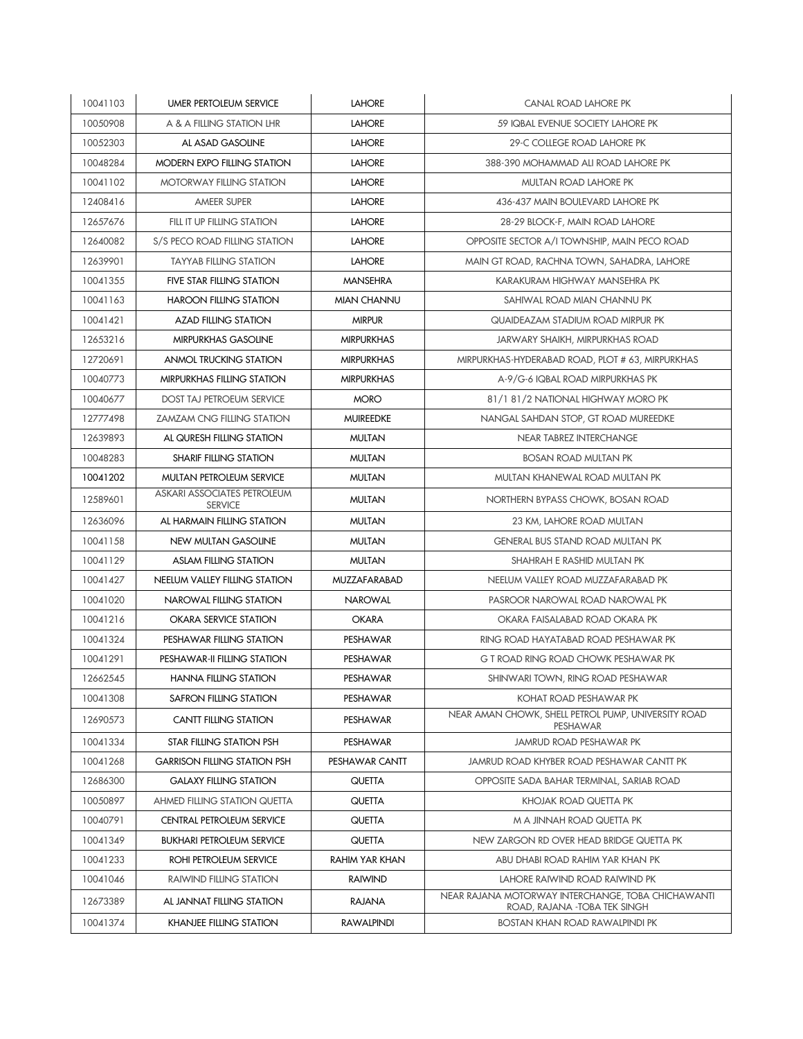| 10041103 | UMER PERTOLEUM SERVICE | LAHORE | CANAL ROAD LAHORE PK |
|---|---|---|---|
| 10050908 | A & A FILLING STATION LHR | LAHORE | 59 IQBAL EVENUE SOCIETY LAHORE PK |
| 10052303 | AL ASAD GASOLINE | LAHORE | 29-C COLLEGE ROAD LAHORE PK |
| 10048284 | MODERN EXPO FILLING STATION | LAHORE | 388-390 MOHAMMAD ALI ROAD LAHORE PK |
| 10041102 | MOTORWAY FILLING STATION | LAHORE | MULTAN ROAD LAHORE PK |
| 12408416 | AMEER SUPER | LAHORE | 436-437 MAIN BOULEVARD LAHORE PK |
| 12657676 | FILL IT UP FILLING STATION | LAHORE | 28-29 BLOCK-F, MAIN ROAD LAHORE |
| 12640082 | S/S PECO ROAD FILLING STATION | LAHORE | OPPOSITE SECTOR A/I TOWNSHIP, MAIN PECO ROAD |
| 12639901 | TAYYAB FILLING STATION | LAHORE | MAIN GT ROAD, RACHNA TOWN, SAHADRA, LAHORE |
| 10041355 | FIVE STAR FILLING STATION | MANSEHRA | KARAKURAM HIGHWAY MANSEHRA PK |
| 10041163 | HAROON FILLING STATION | MIAN CHANNU | SAHIWAL ROAD MIAN CHANNU PK |
| 10041421 | AZAD FILLING STATION | MIRPUR | QUAIDEAZAM STADIUM ROAD MIRPUR PK |
| 12653216 | MIRPURKHAS GASOLINE | MIRPURKHAS | JARWARY SHAIKH, MIRPURKHAS ROAD |
| 12720691 | ANMOL TRUCKING STATION | MIRPURKHAS | MIRPURKHAS-HYDERABAD ROAD, PLOT # 63, MIRPURKHAS |
| 10040773 | MIRPURKHAS FILLING STATION | MIRPURKHAS | A-9/G-6 IQBAL ROAD MIRPURKHAS PK |
| 10040677 | DOST TAJ PETROEUM SERVICE | MORO | 81/1 81/2 NATIONAL HIGHWAY MORO PK |
| 12777498 | ZAMZAM CNG FILLING STATION | MUIREEDKE | NANGAL SAHDAN STOP, GT ROAD MUREEDKE |
| 12639893 | AL QURESH FILLING STATION | MULTAN | NEAR TABREZ INTERCHANGE |
| 10048283 | SHARIF FILLING STATION | MULTAN | BOSAN ROAD MULTAN PK |
| 10041202 | MULTAN PETROLEUM SERVICE | MULTAN | MULTAN KHANEWAL ROAD MULTAN PK |
| 12589601 | ASKARI ASSOCIATES PETROLEUM SERVICE | MULTAN | NORTHERN BYPASS CHOWK, BOSAN ROAD |
| 12636096 | AL HARMAIN FILLING STATION | MULTAN | 23 KM, LAHORE ROAD MULTAN |
| 10041158 | NEW MULTAN GASOLINE | MULTAN | GENERAL BUS STAND ROAD MULTAN PK |
| 10041129 | ASLAM FILLING STATION | MULTAN | SHAHRAH E RASHID MULTAN PK |
| 10041427 | NEELUM VALLEY FILLING STATION | MUZZAFARABAD | NEELUM VALLEY ROAD MUZZAFARABAD PK |
| 10041020 | NAROWAL FILLING STATION | NAROWAL | PASROOR NAROWAL ROAD NAROWAL PK |
| 10041216 | OKARA SERVICE STATION | OKARA | OKARA FAISALABAD ROAD OKARA PK |
| 10041324 | PESHAWAR FILLING STATION | PESHAWAR | RING ROAD HAYATABAD ROAD PESHAWAR PK |
| 10041291 | PESHAWAR-II FILLING STATION | PESHAWAR | G T ROAD RING ROAD CHOWK PESHAWAR PK |
| 12662545 | HANNA FILLING STATION | PESHAWAR | SHINWARI TOWN, RING ROAD PESHAWAR |
| 10041308 | SAFRON FILLING STATION | PESHAWAR | KOHAT ROAD PESHAWAR PK |
| 12690573 | CANTT FILLING STATION | PESHAWAR | NEAR AMAN CHOWK, SHELL PETROL PUMP, UNIVERSITY ROAD PESHAWAR |
| 10041334 | STAR FILLING STATION PSH | PESHAWAR | JAMRUD ROAD PESHAWAR PK |
| 10041268 | GARRISON FILLING STATION PSH | PESHAWAR CANTT | JAMRUD ROAD KHYBER ROAD PESHAWAR CANTT PK |
| 12686300 | GALAXY FILLING STATION | QUETTA | OPPOSITE SADA BAHAR TERMINAL, SARIAB ROAD |
| 10050897 | AHMED FILLING STATION QUETTA | QUETTA | KHOJAK ROAD QUETTA PK |
| 10040791 | CENTRAL PETROLEUM SERVICE | QUETTA | M A JINNAH ROAD QUETTA PK |
| 10041349 | BUKHARI PETROLEUM SERVICE | QUETTA | NEW ZARGON RD OVER HEAD BRIDGE QUETTA PK |
| 10041233 | ROHI PETROLEUM SERVICE | RAHIM YAR KHAN | ABU DHABI ROAD RAHIM YAR KHAN PK |
| 10041046 | RAIWIND FILLING STATION | RAIWIND | LAHORE RAIWIND ROAD RAIWIND PK |
| 12673389 | AL JANNAT FILLING STATION | RAJANA | NEAR RAJANA MOTORWAY INTERCHANGE, TOBA CHICHAWANTI ROAD, RAJANA -TOBA TEK SINGH |
| 10041374 | KHANJEE FILLING STATION | RAWALPINDI | BOSTAN KHAN ROAD RAWALPINDI PK |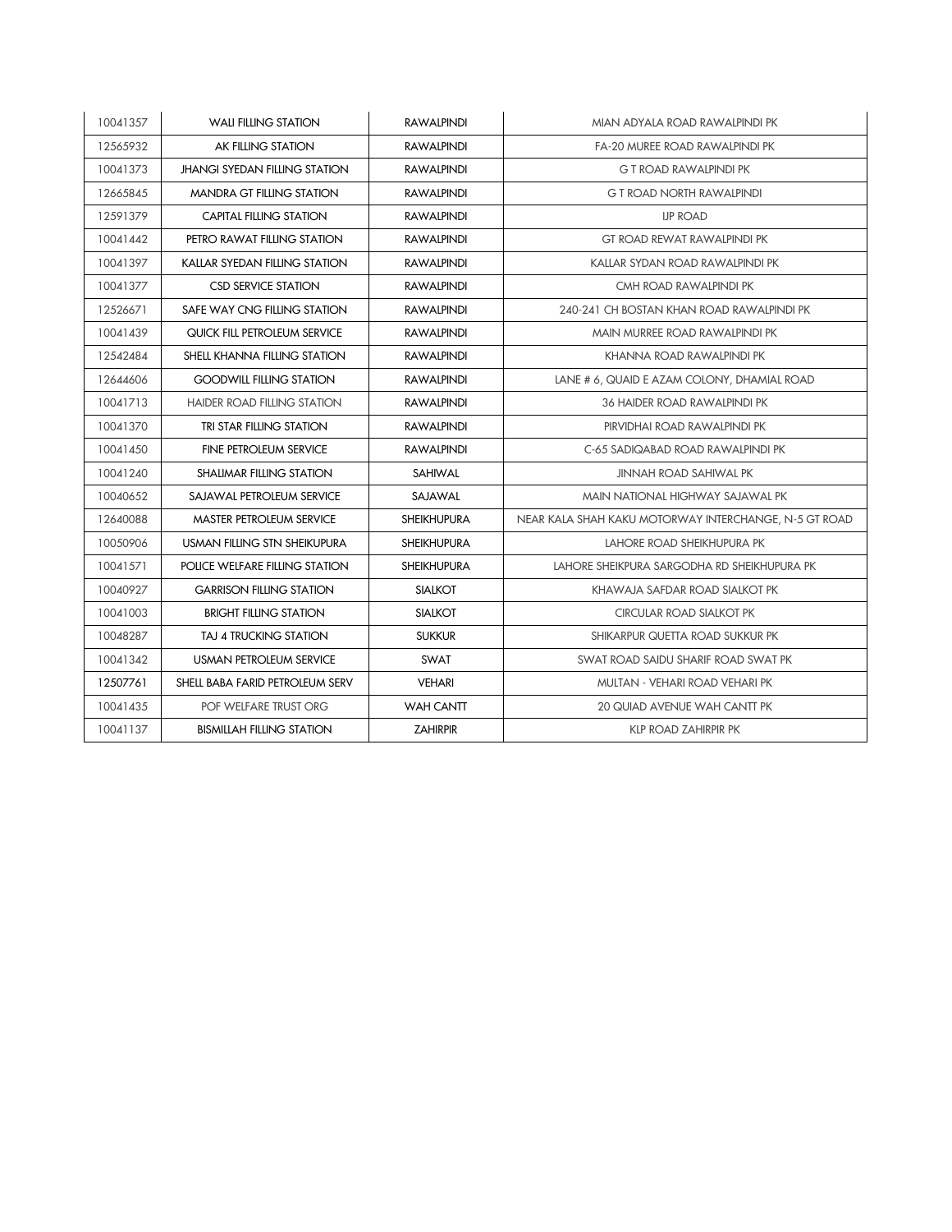| | | | |
|---|---|---|---|
| 10041357 | WALI FILLING STATION | RAWALPINDI | MIAN ADYALA ROAD RAWALPINDI PK |
| 12565932 | AK FILLING STATION | RAWALPINDI | FA-20 MUREE ROAD RAWALPINDI PK |
| 10041373 | JHANGI SYEDAN FILLING STATION | RAWALPINDI | G T ROAD RAWALPINDI PK |
| 12665845 | MANDRA GT FILLING STATION | RAWALPINDI | G T ROAD NORTH RAWALPINDI |
| 12591379 | CAPITAL FILLING STATION | RAWALPINDI | IJP ROAD |
| 10041442 | PETRO RAWAT FILLING STATION | RAWALPINDI | GT ROAD REWAT RAWALPINDI PK |
| 10041397 | KALLAR SYEDAN FILLING STATION | RAWALPINDI | KALLAR SYDAN ROAD RAWALPINDI PK |
| 10041377 | CSD SERVICE STATION | RAWALPINDI | CMH ROAD RAWALPINDI PK |
| 12526671 | SAFE WAY CNG FILLING STATION | RAWALPINDI | 240-241 CH BOSTAN KHAN ROAD RAWALPINDI PK |
| 10041439 | QUICK FILL PETROLEUM SERVICE | RAWALPINDI | MAIN MURREE ROAD RAWALPINDI PK |
| 12542484 | SHELL KHANNA FILLING STATION | RAWALPINDI | KHANNA ROAD RAWALPINDI PK |
| 12644606 | GOODWILL FILLING STATION | RAWALPINDI | LANE # 6, QUAID E AZAM COLONY, DHAMIAL ROAD |
| 10041713 | HAIDER ROAD FILLING STATION | RAWALPINDI | 36 HAIDER ROAD RAWALPINDI PK |
| 10041370 | TRI STAR FILLING STATION | RAWALPINDI | PIRVIDHAI ROAD RAWALPINDI PK |
| 10041450 | FINE PETROLEUM SERVICE | RAWALPINDI | C-65 SADIQABAD ROAD RAWALPINDI PK |
| 10041240 | SHALIMAR FILLING STATION | SAHIWAL | JINNAH ROAD SAHIWAL PK |
| 10040652 | SAJAWAL PETROLEUM SERVICE | SAJAWAL | MAIN NATIONAL HIGHWAY SAJAWAL PK |
| 12640088 | MASTER PETROLEUM SERVICE | SHEIKHUPURA | NEAR KALA SHAH KAKU MOTORWAY INTERCHANGE, N-5 GT ROAD |
| 10050906 | USMAN FILLING STN SHEIKUPURA | SHEIKHUPURA | LAHORE ROAD SHEIKHUPURA PK |
| 10041571 | POLICE WELFARE FILLING STATION | SHEIKHUPURA | LAHORE SHEIKPURA SARGODHA RD SHEIKHUPURA PK |
| 10040927 | GARRISON FILLING STATION | SIALKOT | KHAWAJA SAFDAR ROAD SIALKOT PK |
| 10041003 | BRIGHT FILLING STATION | SIALKOT | CIRCULAR ROAD SIALKOT PK |
| 10048287 | TAJ 4 TRUCKING STATION | SUKKUR | SHIKARPUR QUETTA ROAD SUKKUR PK |
| 10041342 | USMAN PETROLEUM SERVICE | SWAT | SWAT ROAD SAIDU SHARIF ROAD SWAT PK |
| 12507761 | SHELL BABA FARID PETROLEUM SERV | VEHARI | MULTAN - VEHARI ROAD VEHARI PK |
| 10041435 | POF WELFARE TRUST ORG | WAH CANTT | 20 QUIAD AVENUE WAH CANTT PK |
| 10041137 | BISMILLAH FILLING STATION | ZAHIRPIR | KLP ROAD ZAHIRPIR PK |